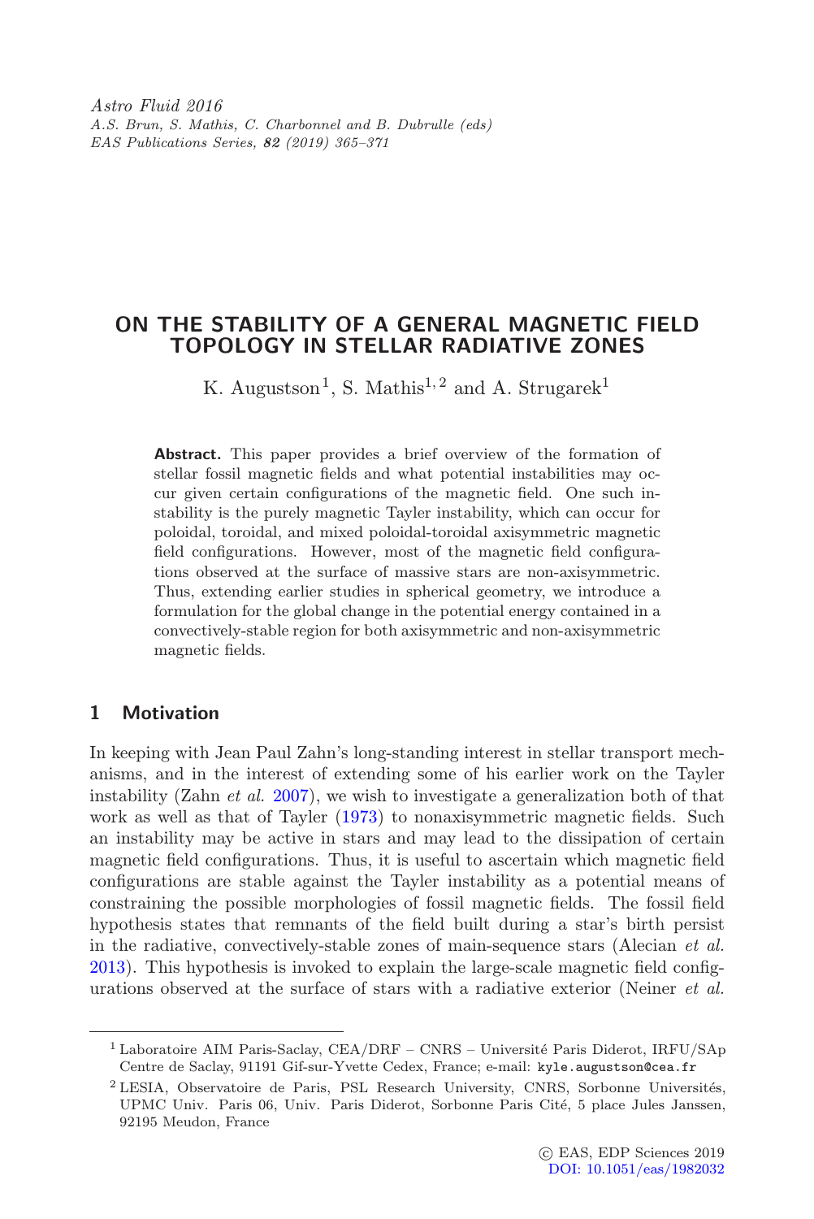# ON THE STABILITY OF A GENERAL MAGNETIC FIELD TOPOLOGY IN STELLAR RADIATIVE ZONES

K. Augustson[1], S. Mathis[1,2] and A. Strugarek[1]

**Abstract.** This paper provides a brief overview of the formation of stellar fossil magnetic fields and what potential instabilities may occur given certain configurations of the magnetic field. One such instability is the purely magnetic Tayler instability, which can occur for poloidal, toroidal, and mixed poloidal-toroidal axisymmetric magnetic field configurations. However, most of the magnetic field configurations observed at the surface of massive stars are non-axisymmetric. Thus, extending earlier studies in spherical geometry, we introduce a formulation for the global change in the potential energy contained in a convectively-stable region for both axisymmetric and non-axisymmetric magnetic fields.

## 1 Motivation

In keeping with Jean Paul Zahn's long-standing interest in stellar transport mechanisms, and in the interest of extending some of his earlier work on the Tayler instability (Zahn *et al.* 2007), we wish to investigate a generalization both of that work as well as that of Tayler (1973) to nonaxisymmetric magnetic fields. Such an instability may be active in stars and may lead to the dissipation of certain magnetic field configurations. Thus, it is useful to ascertain which magnetic field configurations are stable against the Tayler instability as a potential means of constraining the possible morphologies of fossil magnetic fields. The fossil field hypothesis states that remnants of the field built during a star's birth persist in the radiative, convectively-stable zones of main-sequence stars (Alecian *et al.* 2013). This hypothesis is invoked to explain the large-scale magnetic field configurations observed at the surface of stars with a radiative exterior (Neiner *et al.*

[1] Laboratoire AIM Paris-Saclay, CEA/DRF – CNRS – Université Paris Diderot, IRFU/SAp Centre de Saclay, 91191 Gif-sur-Yvette Cedex, France; e-mail: kyle.augustson@cea.fr

[2] LESIA, Observatoire de Paris, PSL Research University, CNRS, Sorbonne Universités, UPMC Univ. Paris 06, Univ. Paris Diderot, Sorbonne Paris Cité, 5 place Jules Janssen, 92195 Meudon, France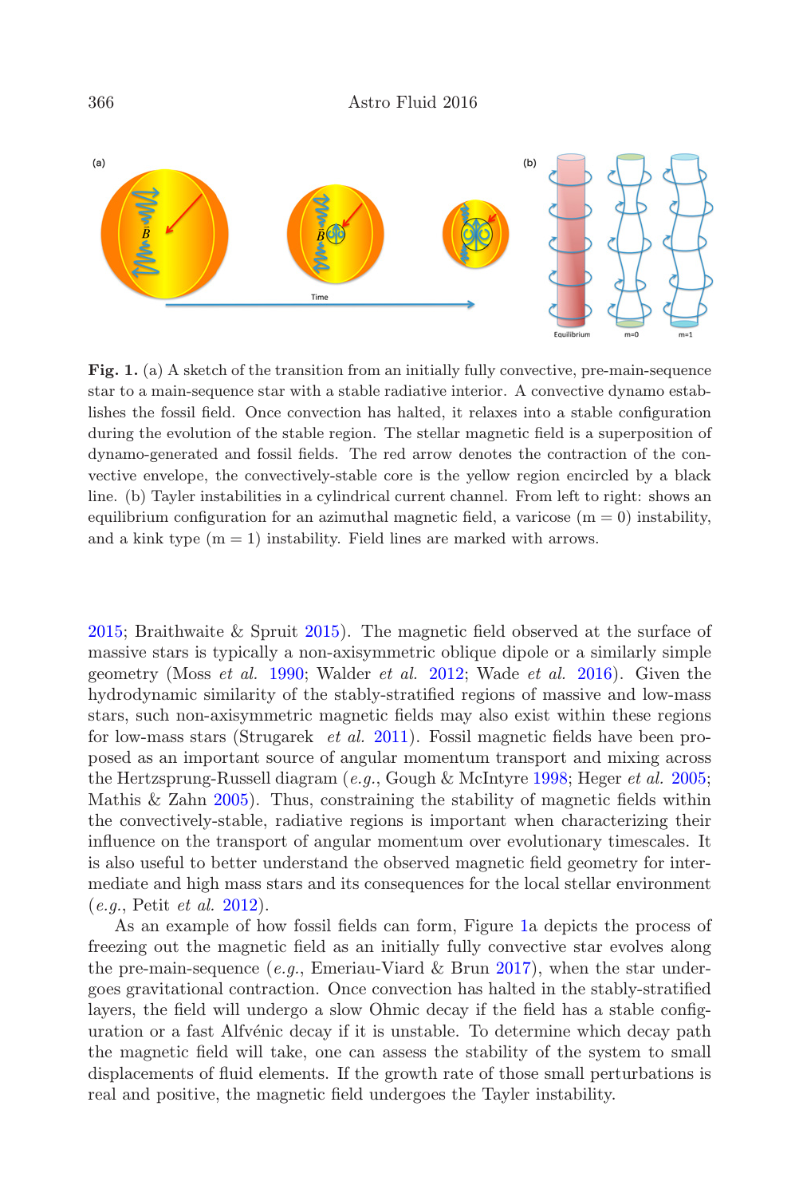**Fig. 1.** (a) A sketch of the transition from an initially fully convective, pre-main-sequence star to a main-sequence star with a stable radiative interior. A convective dynamo establishes the fossil field. Once convection has halted, it relaxes into a stable configuration during the evolution of the stable region. The stellar magnetic field is a superposition of dynamo-generated and fossil fields. The red arrow denotes the contraction of the convective envelope, the convectively-stable core is the yellow region encircled by a black line. (b) Tayler instabilities in a cylindrical current channel. From left to right: shows an equilibrium configuration for an azimuthal magnetic field, a varicose (m = 0) instability, and a kink type (m = 1) instability. Field lines are marked with arrows.

2015; Braithwaite & Spruit 2015). The magnetic field observed at the surface of massive stars is typically a non-axisymmetric oblique dipole or a similarly simple geometry (Moss *et al.* 1990; Walder *et al.* 2012; Wade *et al.* 2016). Given the hydrodynamic similarity of the stably-stratified regions of massive and low-mass stars, such non-axisymmetric magnetic fields may also exist within these regions for low-mass stars (Strugarek *et al.* 2011). Fossil magnetic fields have been proposed as an important source of angular momentum transport and mixing across the Hertzsprung-Russell diagram (*e.g.*, Gough & McIntyre 1998; Heger *et al.* 2005; Mathis & Zahn 2005). Thus, constraining the stability of magnetic fields within the convectively-stable, radiative regions is important when characterizing their influence on the transport of angular momentum over evolutionary timescales. It is also useful to better understand the observed magnetic field geometry for intermediate and high mass stars and its consequences for the local stellar environment (*e.g.*, Petit *et al.* 2012).

As an example of how fossil fields can form, Figure 1a depicts the process of freezing out the magnetic field as an initially fully convective star evolves along the pre-main-sequence (*e.g.*, Emeriau-Viard & Brun 2017), when the star undergoes gravitational contraction. Once convection has halted in the stably-stratified layers, the field will undergo a slow Ohmic decay if the field has a stable configuration or a fast Alfvénic decay if it is unstable. To determine which decay path the magnetic field will take, one can assess the stability of the system to small displacements of fluid elements. If the growth rate of those small perturbations is real and positive, the magnetic field undergoes the Tayler instability.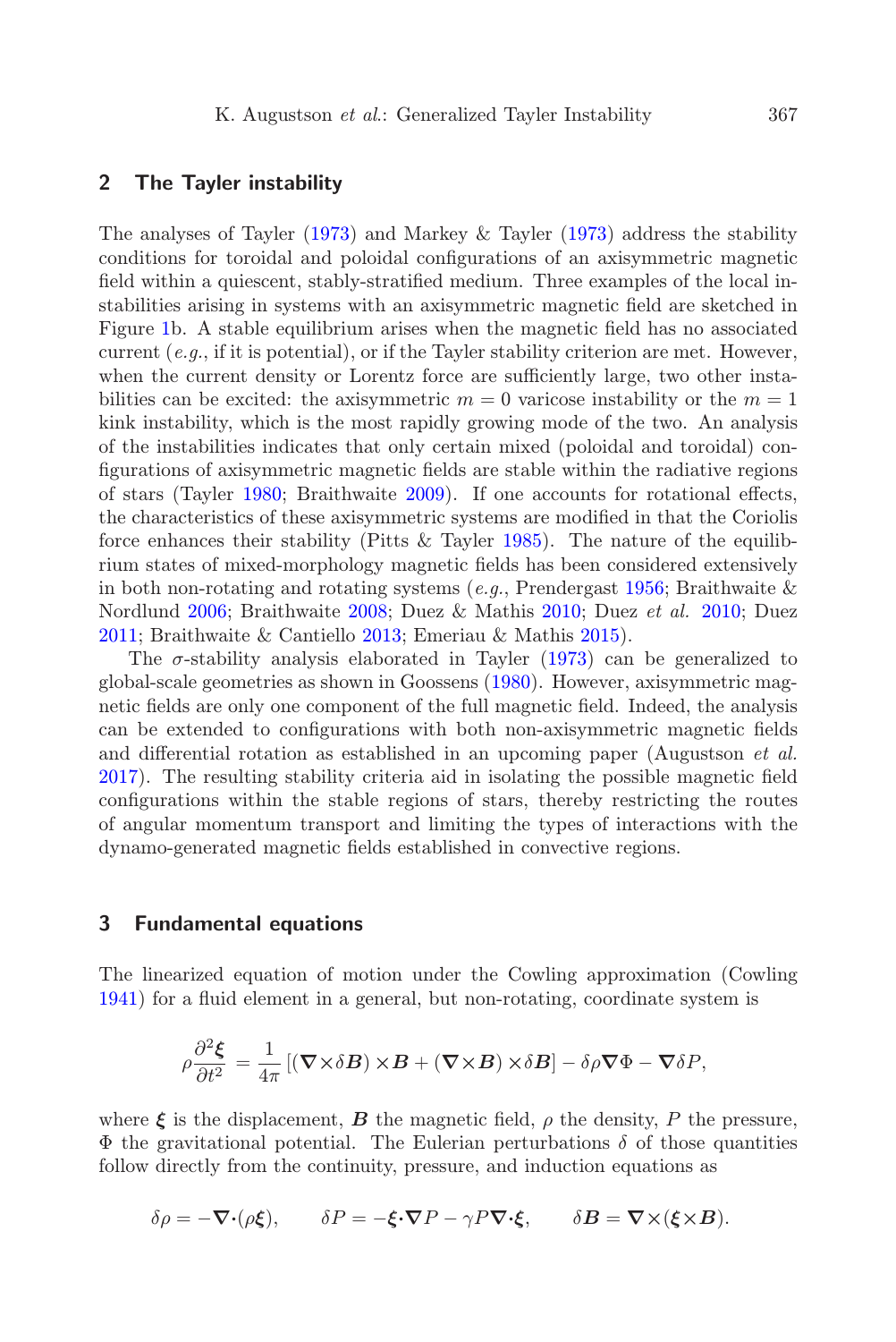## 2 The Tayler instability

The analyses of Tayler (1973) and Markey & Tayler (1973) address the stability conditions for toroidal and poloidal configurations of an axisymmetric magnetic field within a quiescent, stably-stratified medium. Three examples of the local instabilities arising in systems with an axisymmetric magnetic field are sketched in Figure 1b. A stable equilibrium arises when the magnetic field has no associated current (*e.g.*, if it is potential), or if the Tayler stability criterion are met. However, when the current density or Lorentz force are sufficiently large, two other instabilities can be excited: the axisymmetric $m = 0$ varicose instability or the $m = 1$ kink instability, which is the most rapidly growing mode of the two. An analysis of the instabilities indicates that only certain mixed (poloidal and toroidal) configurations of axisymmetric magnetic fields are stable within the radiative regions of stars (Tayler 1980; Braithwaite 2009). If one accounts for rotational effects, the characteristics of these axisymmetric systems are modified in that the Coriolis force enhances their stability (Pitts & Tayler 1985). The nature of the equilibrium states of mixed-morphology magnetic fields has been considered extensively in both non-rotating and rotating systems (*e.g.*, Prendergast 1956; Braithwaite & Nordlund 2006; Braithwaite 2008; Duez & Mathis 2010; Duez *et al.* 2010; Duez 2011; Braithwaite & Cantiello 2013; Emeriau & Mathis 2015).

The $\sigma$-stability analysis elaborated in Tayler (1973) can be generalized to global-scale geometries as shown in Goossens (1980). However, axisymmetric magnetic fields are only one component of the full magnetic field. Indeed, the analysis can be extended to configurations with both non-axisymmetric magnetic fields and differential rotation as established in an upcoming paper (Augustson *et al.* 2017). The resulting stability criteria aid in isolating the possible magnetic field configurations within the stable regions of stars, thereby restricting the routes of angular momentum transport and limiting the types of interactions with the dynamo-generated magnetic fields established in convective regions.

## 3 Fundamental equations

The linearized equation of motion under the Cowling approximation (Cowling 1941) for a fluid element in a general, but non-rotating, coordinate system is

$$\rho\frac{\partial^2\boldsymbol{\xi}}{\partial t^2} = \frac{1}{4\pi}\left[(\boldsymbol{\nabla}\times\delta\boldsymbol{B})\times\boldsymbol{B} + (\boldsymbol{\nabla}\times\boldsymbol{B})\times\delta\boldsymbol{B}\right] - \delta\rho\boldsymbol{\nabla}\Phi - \boldsymbol{\nabla}\delta P,$$

where $\boldsymbol{\xi}$ is the displacement, $\boldsymbol{B}$ the magnetic field, $\rho$ the density, $P$ the pressure, $\Phi$ the gravitational potential. The Eulerian perturbations $\delta$ of those quantities follow directly from the continuity, pressure, and induction equations as

$$\delta\rho = -\boldsymbol{\nabla}\boldsymbol{\cdot}(\rho\boldsymbol{\xi}), \qquad \delta P = -\boldsymbol{\xi}\boldsymbol{\cdot}\boldsymbol{\nabla}P - \gamma P\boldsymbol{\nabla}\boldsymbol{\cdot}\boldsymbol{\xi}, \qquad \delta\boldsymbol{B} = \boldsymbol{\nabla}\times(\boldsymbol{\xi}\times\boldsymbol{B}).$$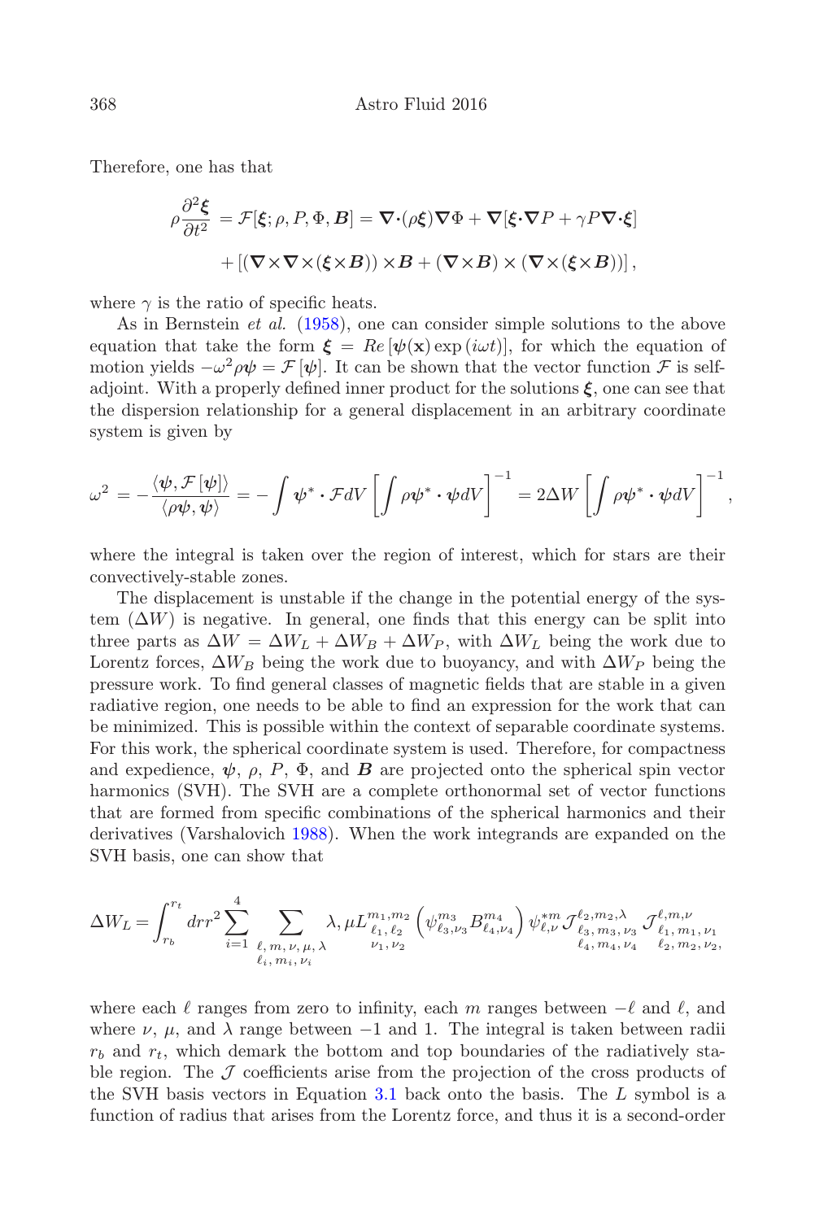Therefore, one has that

$$\rho \frac{\partial^2 \boldsymbol{\xi}}{\partial t^2} = \mathcal{F}[\boldsymbol{\xi}; \rho, P, \Phi, \boldsymbol{B}] = \boldsymbol{\nabla}\cdot(\rho\boldsymbol{\xi})\boldsymbol{\nabla}\Phi + \boldsymbol{\nabla}[\boldsymbol{\xi}\cdot\boldsymbol{\nabla}P + \gamma P \boldsymbol{\nabla}\cdot\boldsymbol{\xi}]$$
$$+ [(\boldsymbol{\nabla}\times\boldsymbol{\nabla}\times(\boldsymbol{\xi}\times\boldsymbol{B}))\times\boldsymbol{B} + (\boldsymbol{\nabla}\times\boldsymbol{B})\times(\boldsymbol{\nabla}\times(\boldsymbol{\xi}\times\boldsymbol{B}))],$$

where $\gamma$ is the ratio of specific heats.

As in Bernstein *et al.* (1958), one can consider simple solutions to the above equation that take the form $\boldsymbol{\xi} = Re\,[\boldsymbol{\psi}(\mathbf{x})\exp(i\omega t)]$, for which the equation of motion yields $-\omega^2\rho\boldsymbol{\psi} = \mathcal{F}[\boldsymbol{\psi}]$. It can be shown that the vector function $\mathcal{F}$ is self-adjoint. With a properly defined inner product for the solutions $\boldsymbol{\xi}$, one can see that the dispersion relationship for a general displacement in an arbitrary coordinate system is given by

$$\omega^2 = -\frac{\langle \boldsymbol{\psi}, \mathcal{F}[\boldsymbol{\psi}]\rangle}{\langle \rho\boldsymbol{\psi}, \boldsymbol{\psi}\rangle} = -\int \boldsymbol{\psi}^* \cdot \mathcal{F} dV \left[\int \rho\boldsymbol{\psi}^*\cdot\boldsymbol{\psi} dV\right]^{-1} = 2\Delta W \left[\int \rho\boldsymbol{\psi}^*\cdot\boldsymbol{\psi} dV\right]^{-1},$$

where the integral is taken over the region of interest, which for stars are their convectively-stable zones.

The displacement is unstable if the change in the potential energy of the system ($\Delta W$) is negative. In general, one finds that this energy can be split into three parts as $\Delta W = \Delta W_L + \Delta W_B + \Delta W_P$, with $\Delta W_L$ being the work due to Lorentz forces, $\Delta W_B$ being the work due to buoyancy, and with $\Delta W_P$ being the pressure work. To find general classes of magnetic fields that are stable in a given radiative region, one needs to be able to find an expression for the work that can be minimized. This is possible within the context of separable coordinate systems. For this work, the spherical coordinate system is used. Therefore, for compactness and expedience, $\boldsymbol{\psi}$, $\rho$, $P$, $\Phi$, and $\boldsymbol{B}$ are projected onto the spherical spin vector harmonics (SVH). The SVH are a complete orthonormal set of vector functions that are formed from specific combinations of the spherical harmonics and their derivatives (Varshalovich 1988). When the work integrands are expanded on the SVH basis, one can show that

$$\Delta W_L = \int_{r_b}^{r_t} dr r^2 \sum_{i=1}^{4} \sum_{\substack{\ell, m, \nu, \mu, \lambda \\ \ell_i, m_i, \nu_i}} \lambda, \mu L^{m_1, m_2}_{\substack{\ell_1, \ell_2 \\ \nu_1, \nu_2}} \left(\psi^{m_3}_{\ell_3,\nu_3} B^{m_4}_{\ell_4,\nu_4}\right) \psi^{*m}_{\ell,\nu} \mathcal{J}^{\ell_2, m_2, \lambda}_{\substack{\ell_3, m_3, \nu_3 \\ \ell_4, m_4, \nu_4}} \mathcal{J}^{\ell, m, \nu}_{\substack{\ell_1, m_1, \nu_1 \\ \ell_2, m_2, \nu_2,}}$$

where each $\ell$ ranges from zero to infinity, each $m$ ranges between $-\ell$ and $\ell$, and where $\nu$, $\mu$, and $\lambda$ range between $-1$ and 1. The integral is taken between radii $r_b$ and $r_t$, which demark the bottom and top boundaries of the radiatively stable region. The $\mathcal{J}$ coefficients arise from the projection of the cross products of the SVH basis vectors in Equation 3.1 back onto the basis. The $L$ symbol is a function of radius that arises from the Lorentz force, and thus it is a second-order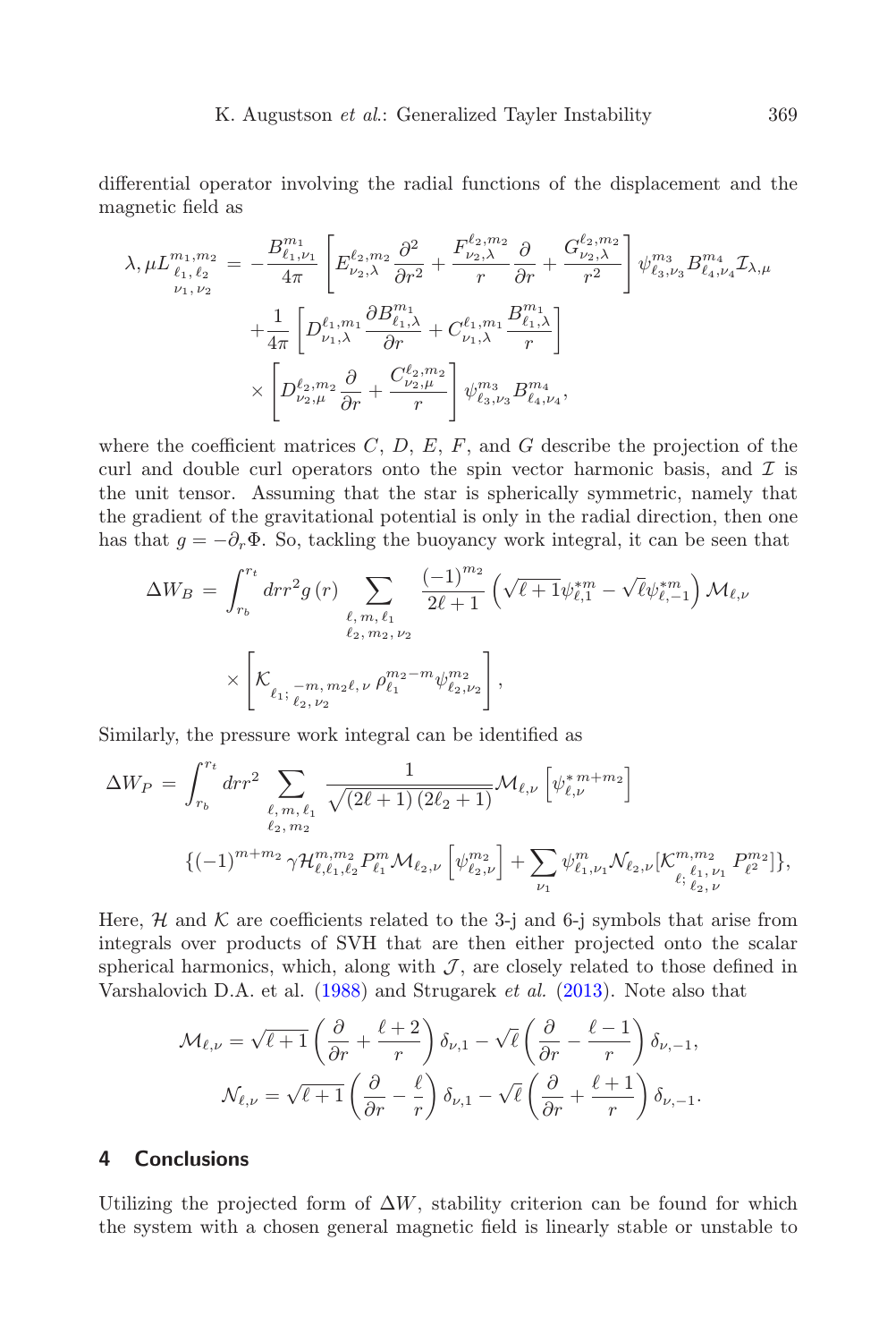differential operator involving the radial functions of the displacement and the magnetic field as

$$
\begin{aligned}
\lambda, \mu L^{m_1, m_2}_{\substack{\ell_1, \ell_2 \\ \nu_1, \nu_2}} = & -\frac{B^{m_1}_{\ell_1,\nu_1}}{4\pi}\left[E^{\ell_2,m_2}_{\nu_2,\lambda}\frac{\partial^2}{\partial r^2} + \frac{F^{\ell_2,m_2}_{\nu_2,\lambda}}{r}\frac{\partial}{\partial r} + \frac{G^{\ell_2,m_2}_{\nu_2,\lambda}}{r^2}\right]\psi^{m_3}_{\ell_3,\nu_3}B^{m_4}_{\ell_4,\nu_4}\mathcal{I}_{\lambda,\mu} \\
& + \frac{1}{4\pi}\left[D^{\ell_1,m_1}_{\nu_1,\lambda}\frac{\partial B^{m_1}_{\ell_1,\lambda}}{\partial r} + C^{\ell_1,m_1}_{\nu_1,\lambda}\frac{B^{m_1}_{\ell_1,\lambda}}{r}\right] \\
& \times \left[D^{\ell_2,m_2}_{\nu_2,\mu}\frac{\partial}{\partial r} + \frac{C^{\ell_2,m_2}_{\nu_2,\mu}}{r}\right]\psi^{m_3}_{\ell_3,\nu_3}B^{m_4}_{\ell_4,\nu_4},
\end{aligned}
$$

where the coefficient matrices $C$, $D$, $E$, $F$, and $G$ describe the projection of the curl and double curl operators onto the spin vector harmonic basis, and $\mathcal{I}$ is the unit tensor. Assuming that the star is spherically symmetric, namely that the gradient of the gravitational potential is only in the radial direction, then one has that $g = -\partial_r \Phi$. So, tackling the buoyancy work integral, it can be seen that

$$
\begin{aligned}
\Delta W_B = & \int_{r_b}^{r_t} dr r^2 g(r) \sum_{\substack{\ell, m, \ell_1 \\ \ell_2, m_2, \nu_2}} \frac{(-1)^{m_2}}{2\ell+1}\left(\sqrt{\ell+1}\psi^{*m}_{\ell,1} - \sqrt{\ell}\psi^{*m}_{\ell,-1}\right)\mathcal{M}_{\ell,\nu} \\
& \times \left[\mathcal{K}_{\ell_1;\, \substack{-m,\, m_2 \ell,\, \nu \\ \ell_2,\, \nu_2}}\rho^{m_2-m}_{\ell_1}\psi^{m_2}_{\ell_2,\nu_2}\right],
\end{aligned}
$$

Similarly, the pressure work integral can be identified as

$$
\begin{aligned}
\Delta W_P = & \int_{r_b}^{r_t} dr r^2 \sum_{\substack{\ell, m, \ell_1 \\ \ell_2, m_2}} \frac{1}{\sqrt{(2\ell+1)(2\ell_2+1)}}\mathcal{M}_{\ell,\nu}\left[\psi^{*\,m+m_2}_{\ell,\nu}\right] \\
& \{(-1)^{m+m_2}\gamma\mathcal{H}^{m,m_2}_{\ell,\ell_1,\ell_2}P^m_{\ell_1}\mathcal{M}_{\ell_2,\nu}\left[\psi^{m_2}_{\ell_2,\nu}\right] + \sum_{\nu_1}\psi^m_{\ell_1,\nu_1}\mathcal{N}_{\ell_2,\nu}[\mathcal{K}^{m,m_2}_{\ell;\, \substack{\ell_1,\, \nu_1 \\ \ell_2,\, \nu}}P^{m_2}_{\ell^2}]\},
\end{aligned}
$$

Here, $\mathcal{H}$ and $\mathcal{K}$ are coefficients related to the 3-j and 6-j symbols that arise from integrals over products of SVH that are then either projected onto the scalar spherical harmonics, which, along with $\mathcal{J}$, are closely related to those defined in Varshalovich D.A. et al. (1988) and Strugarek *et al.* (2013). Note also that

$$
\mathcal{M}_{\ell,\nu} = \sqrt{\ell+1}\left(\frac{\partial}{\partial r} + \frac{\ell+2}{r}\right)\delta_{\nu,1} - \sqrt{\ell}\left(\frac{\partial}{\partial r} - \frac{\ell-1}{r}\right)\delta_{\nu,-1},
$$

$$
\mathcal{N}_{\ell,\nu} = \sqrt{\ell+1}\left(\frac{\partial}{\partial r} - \frac{\ell}{r}\right)\delta_{\nu,1} - \sqrt{\ell}\left(\frac{\partial}{\partial r} + \frac{\ell+1}{r}\right)\delta_{\nu,-1}.
$$

## 4 Conclusions

Utilizing the projected form of $\Delta W$, stability criterion can be found for which the system with a chosen general magnetic field is linearly stable or unstable to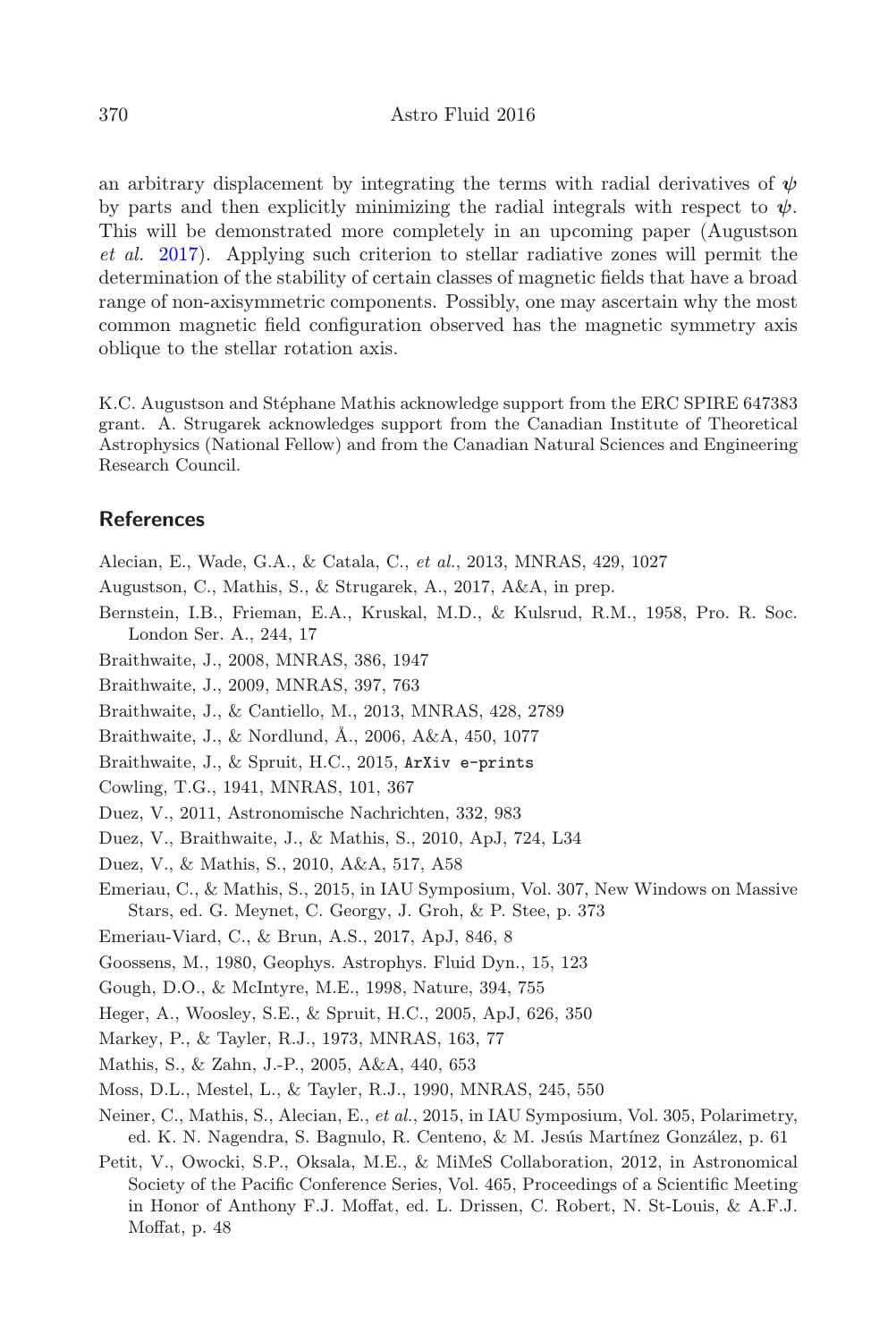an arbitrary displacement by integrating the terms with radial derivatives of $\boldsymbol{\psi}$ by parts and then explicitly minimizing the radial integrals with respect to $\boldsymbol{\psi}$. This will be demonstrated more completely in an upcoming paper (Augustson *et al.* 2017). Applying such criterion to stellar radiative zones will permit the determination of the stability of certain classes of magnetic fields that have a broad range of non-axisymmetric components. Possibly, one may ascertain why the most common magnetic field configuration observed has the magnetic symmetry axis oblique to the stellar rotation axis.

K.C. Augustson and Stéphane Mathis acknowledge support from the ERC SPIRE 647383 grant. A. Strugarek acknowledges support from the Canadian Institute of Theoretical Astrophysics (National Fellow) and from the Canadian Natural Sciences and Engineering Research Council.

## References

Alecian, E., Wade, G.A., & Catala, C., *et al.*, 2013, MNRAS, 429, 1027

Augustson, C., Mathis, S., & Strugarek, A., 2017, A&A, in prep.

Bernstein, I.B., Frieman, E.A., Kruskal, M.D., & Kulsrud, R.M., 1958, Pro. R. Soc. London Ser. A., 244, 17

Braithwaite, J., 2008, MNRAS, 386, 1947

Braithwaite, J., 2009, MNRAS, 397, 763

Braithwaite, J., & Cantiello, M., 2013, MNRAS, 428, 2789

Braithwaite, J., & Nordlund, Å., 2006, A&A, 450, 1077

Braithwaite, J., & Spruit, H.C., 2015, ArXiv e-prints

Cowling, T.G., 1941, MNRAS, 101, 367

Duez, V., 2011, Astronomische Nachrichten, 332, 983

Duez, V., Braithwaite, J., & Mathis, S., 2010, ApJ, 724, L34

Duez, V., & Mathis, S., 2010, A&A, 517, A58

Emeriau, C., & Mathis, S., 2015, in IAU Symposium, Vol. 307, New Windows on Massive Stars, ed. G. Meynet, C. Georgy, J. Groh, & P. Stee, p. 373

Emeriau-Viard, C., & Brun, A.S., 2017, ApJ, 846, 8

Goossens, M., 1980, Geophys. Astrophys. Fluid Dyn., 15, 123

Gough, D.O., & McIntyre, M.E., 1998, Nature, 394, 755

Heger, A., Woosley, S.E., & Spruit, H.C., 2005, ApJ, 626, 350

Markey, P., & Tayler, R.J., 1973, MNRAS, 163, 77

Mathis, S., & Zahn, J.-P., 2005, A&A, 440, 653

Moss, D.L., Mestel, L., & Tayler, R.J., 1990, MNRAS, 245, 550

Neiner, C., Mathis, S., Alecian, E., *et al.*, 2015, in IAU Symposium, Vol. 305, Polarimetry, ed. K. N. Nagendra, S. Bagnulo, R. Centeno, & M. Jesús Martínez González, p. 61

Petit, V., Owocki, S.P., Oksala, M.E., & MiMeS Collaboration, 2012, in Astronomical Society of the Pacific Conference Series, Vol. 465, Proceedings of a Scientific Meeting in Honor of Anthony F.J. Moffat, ed. L. Drissen, C. Robert, N. St-Louis, & A.F.J. Moffat, p. 48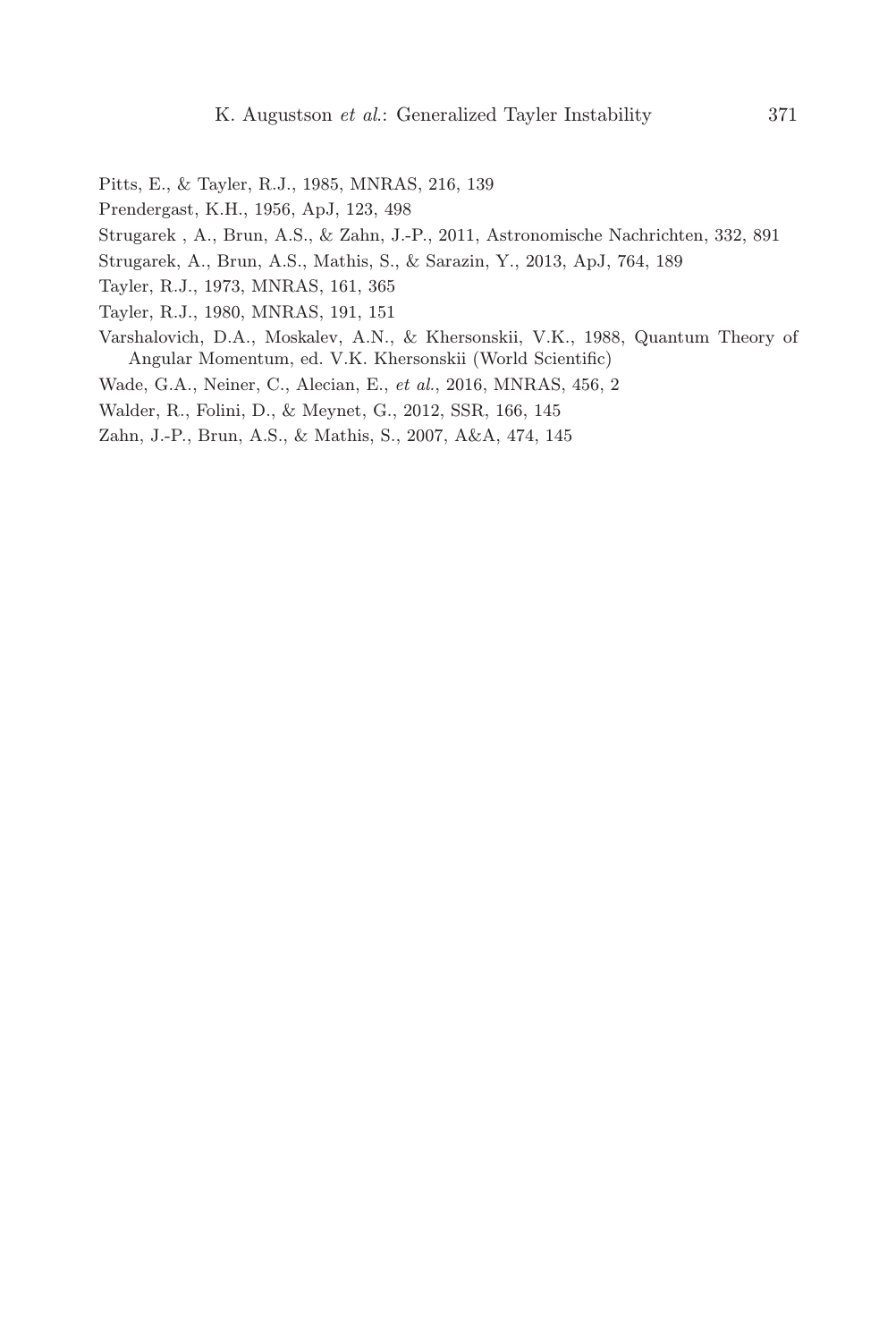Pitts, E., & Tayler, R.J., 1985, MNRAS, 216, 139

Prendergast, K.H., 1956, ApJ, 123, 498

Strugarek , A., Brun, A.S., & Zahn, J.-P., 2011, Astronomische Nachrichten, 332, 891

Strugarek, A., Brun, A.S., Mathis, S., & Sarazin, Y., 2013, ApJ, 764, 189

Tayler, R.J., 1973, MNRAS, 161, 365

Tayler, R.J., 1980, MNRAS, 191, 151

Varshalovich, D.A., Moskalev, A.N., & Khersonskii, V.K., 1988, Quantum Theory of Angular Momentum, ed. V.K. Khersonskii (World Scientific)

Wade, G.A., Neiner, C., Alecian, E., *et al.*, 2016, MNRAS, 456, 2

Walder, R., Folini, D., & Meynet, G., 2012, SSR, 166, 145

Zahn, J.-P., Brun, A.S., & Mathis, S., 2007, A&A, 474, 145